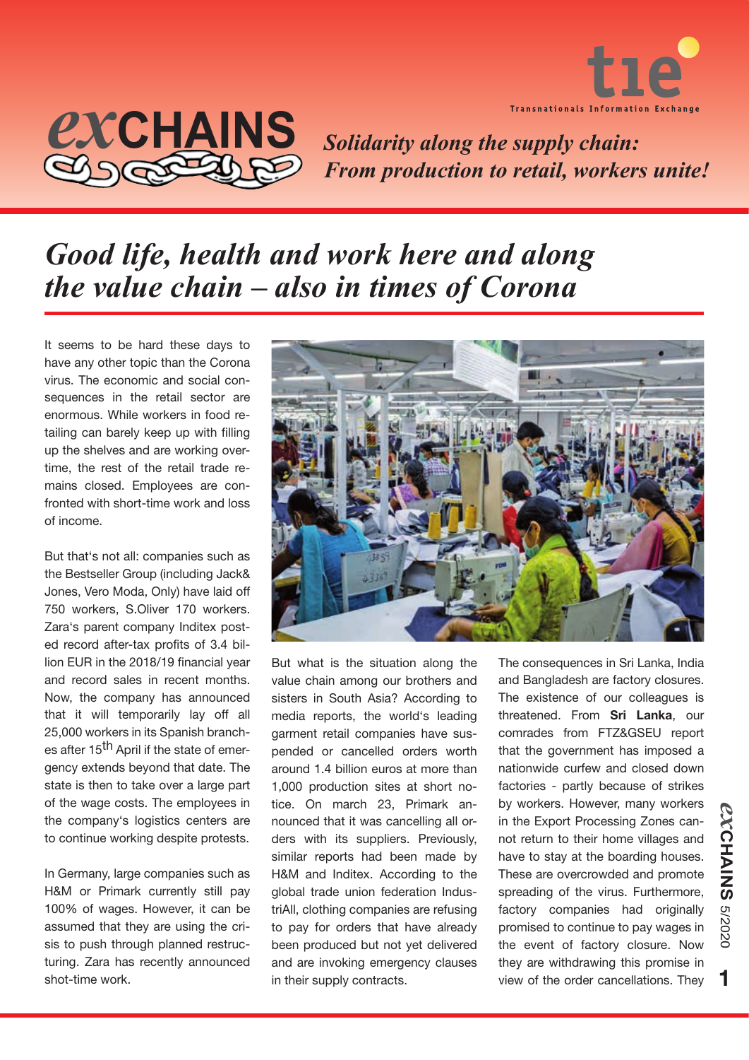# exCHAINS

*Solidarity along the supply chain: From production to retail, workers unite!*

## *Good life, health and work here and along the value chain – also in times of Corona*

It seems to be hard these days to have any other topic than the Corona virus. The economic and social consequences in the retail sector are enormous. While workers in food retailing can barely keep up with filling up the shelves and are working overtime, the rest of the retail trade remains closed. Employees are confronted with short-time work and loss of income.

But that's not all: companies such as the Bestseller Group (including Jack& Jones, Vero Moda, Only) have laid off 750 workers, S.Oliver 170 workers. Zara's parent company Inditex posted record after-tax profits of 3.4 billion EUR in the 2018/19 financial year and record sales in recent months. Now, the company has announced that it will temporarily lay off all 25,000 workers in its Spanish branches after 15th April if the state of emergency extends beyond that date. The state is then to take over a large part of the wage costs. The employees in the company's logistics centers are to continue working despite protests.

In Germany, large companies such as H&M or Primark currently still pay 100% of wages. However, it can be assumed that they are using the crisis to push through planned restructuring. Zara has recently announced shot-time work.

But what is the situation along the value chain among our brothers and sisters in South Asia? According to media reports, the world's leading garment retail companies have suspended or cancelled orders worth around 1.4 billion euros at more than 1,000 production sites at short notice. On march 23, Primark announced that it was cancelling all orders with its suppliers. Previously, similar reports had been made by H&M and Inditex. According to the global trade union federation IndustriAll, clothing companies are refusing to pay for orders that have already been produced but not yet delivered and are invoking emergency clauses in their supply contracts.

The consequences in Sri Lanka, India and Bangladesh are factory closures. The existence of our colleagues is threatened. From **Sri Lanka**, our comrades from FTZ&GSEU report that the government has imposed a nationwide curfew and closed down factories - partly because of strikes by workers. However, many workers in the Export Processing Zones cannot return to their home villages and have to stay at the boarding houses. These are overcrowded and promote spreading of the virus. Furthermore, factory companies had originally promised to continue to pay wages in the event of factory closure. Now they are withdrawing this promise in view of the order cancellations. They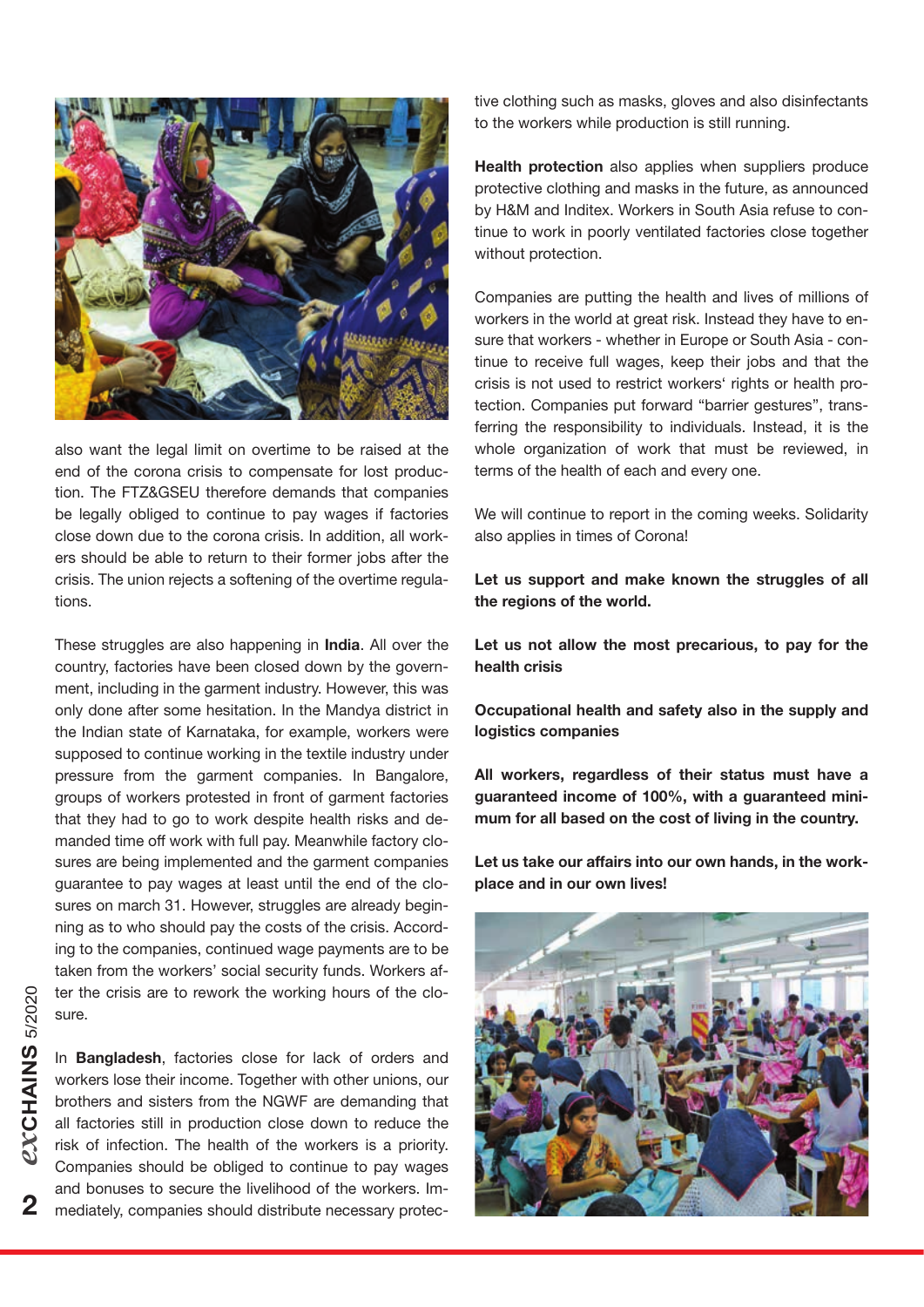also want the legal limit on overtime to be raised at the end of the corona crisis to compensate for lost production. The FTZ&GSEU therefore demands that companies be legally obliged to continue to pay wages if factories close down due to the corona crisis. In addition, all workers should be able to return to their former jobs after the crisis. The union rejects a softening of the overtime regulations.

These struggles are also happening in **India**. All over the country, factories have been closed down by the government, including in the garment industry. However, this was only done after some hesitation. In the Mandya district in the Indian state of Karnataka, for example, workers were supposed to continue working in the textile industry under pressure from the garment companies. In Bangalore, groups of workers protested in front of garment factories that they had to go to work despite health risks and demanded time off work with full pay. Meanwhile factory closures are being implemented and the garment companies guarantee to pay wages at least until the end of the closures on march 31. However, struggles are already beginning as to who should pay the costs of the crisis. According to the companies, continued wage payments are to be taken from the workers' social security funds. Workers after the crisis are to rework the working hours of the closure.

In **Bangladesh**, factories close for lack of orders and workers lose their income. Together with other unions, our brothers and sisters from the NGWF are demanding that all factories still in production close down to reduce the risk of infection. The health of the workers is a priority. Companies should be obliged to continue to pay wages and bonuses to secure the livelihood of the workers. Immediately, companies should distribute necessary protective clothing such as masks, gloves and also disinfectants to the workers while production is still running.

**Health protection** also applies when suppliers produce protective clothing and masks in the future, as announced by H&M and Inditex. Workers in South Asia refuse to continue to work in poorly ventilated factories close together without protection.

Companies are putting the health and lives of millions of workers in the world at great risk. Instead they have to ensure that workers - whether in Europe or South Asia - continue to receive full wages, keep their jobs and that the crisis is not used to restrict workers' rights or health protection. Companies put forward "barrier gestures", transferring the responsibility to individuals. Instead, it is the whole organization of work that must be reviewed, in terms of the health of each and every one.

We will continue to report in the coming weeks. Solidarity also applies in times of Corona!

**Let us support and make known the struggles of all the regions of the world.**

**Let us not allow the most precarious, to pay for the health crisis**

**Occupational health and safety also in the supply and logistics companies**

**All workers, regardless of their status must have a guaranteed income of 100%, with a guaranteed minimum for all based on the cost of living in the country.**

**Let us take our affairs into our own hands, in the workplace and in our own lives!**